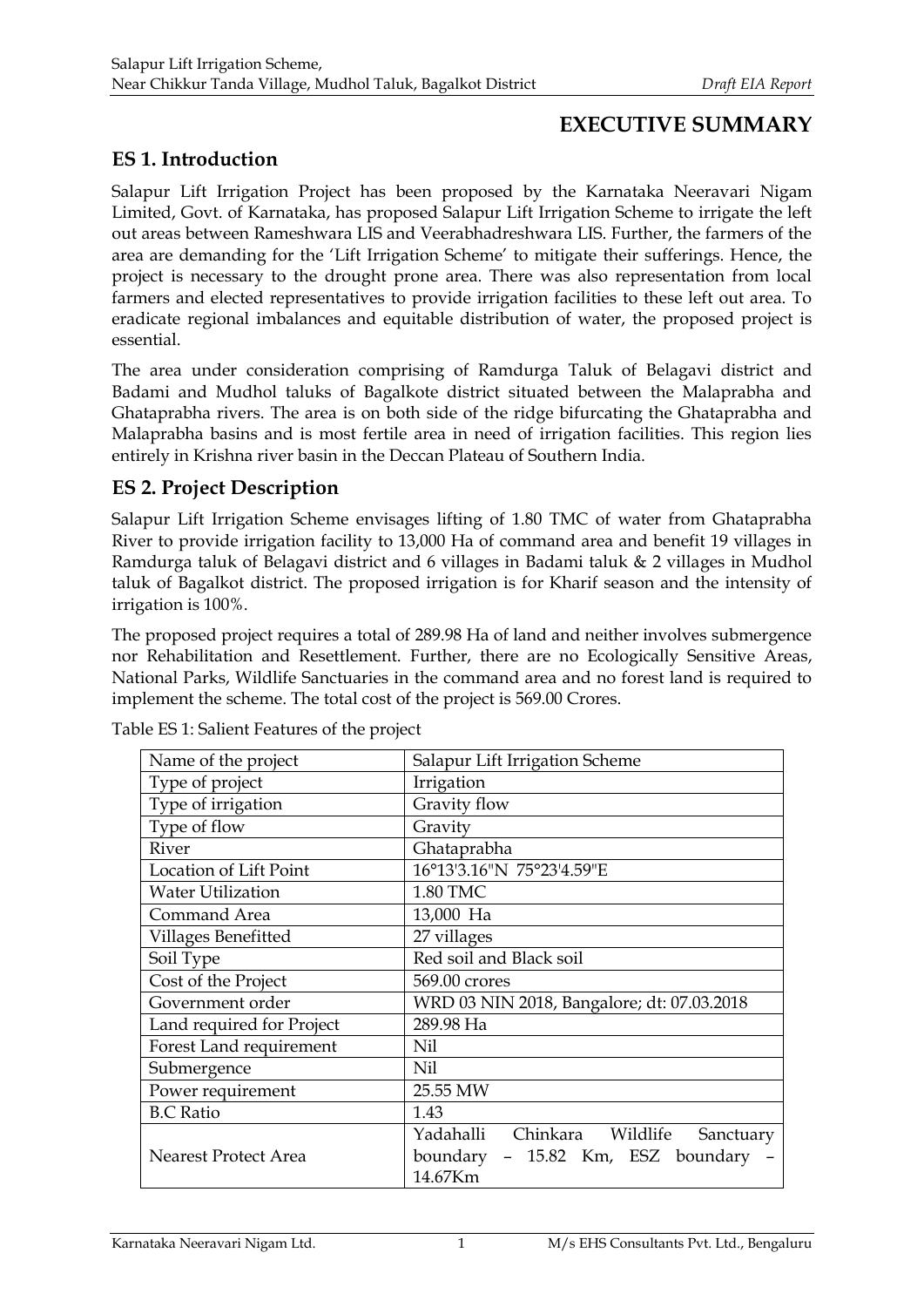# EXECUTIVE SUMMARY

## ES 1. Introduction

Salapur Lift Irrigation Project has been proposed by the Karnataka Neeravari Nigam Limited, Govt. of Karnataka, has proposed Salapur Lift Irrigation Scheme to irrigate the left out areas between Rameshwara LIS and Veerabhadreshwara LIS. Further, the farmers of the area are demanding for the 'Lift Irrigation Scheme' to mitigate their sufferings. Hence, the project is necessary to the drought prone area. There was also representation from local farmers and elected representatives to provide irrigation facilities to these left out area. To eradicate regional imbalances and equitable distribution of water, the proposed project is essential.

The area under consideration comprising of Ramdurga Taluk of Belagavi district and Badami and Mudhol taluks of Bagalkote district situated between the Malaprabha and Ghataprabha rivers. The area is on both side of the ridge bifurcating the Ghataprabha and Malaprabha basins and is most fertile area in need of irrigation facilities. This region lies entirely in Krishna river basin in the Deccan Plateau of Southern India.

## ES 2. Project Description

Salapur Lift Irrigation Scheme envisages lifting of 1.80 TMC of water from Ghataprabha River to provide irrigation facility to 13,000 Ha of command area and benefit 19 villages in Ramdurga taluk of Belagavi district and 6 villages in Badami taluk & 2 villages in Mudhol taluk of Bagalkot district. The proposed irrigation is for Kharif season and the intensity of irrigation is 100%.

The proposed project requires a total of 289.98 Ha of land and neither involves submergence nor Rehabilitation and Resettlement. Further, there are no Ecologically Sensitive Areas, National Parks, Wildlife Sanctuaries in the command area and no forest land is required to implement the scheme. The total cost of the project is 569.00 Crores.

Table ES 1: Salient Features of the project

| Name of the project | Salapur Lift Irrigation Scheme |
|---|---|
| Type of project | Irrigation |
| Type of irrigation | Gravity flow |
| Type of flow | Gravity |
| River | Ghataprabha |
| Location of Lift Point | 16°13'3.16"N 75°23'4.59"E |
| Water Utilization | 1.80 TMC |
| Command Area | 13,000 Ha |
| Villages Benefitted | 27 villages |
| Soil Type | Red soil and Black soil |
| Cost of the Project | 569.00 crores |
| Government order | WRD 03 NIN 2018, Bangalore; dt: 07.03.2018 |
| Land required for Project | 289.98 Ha |
| Forest Land requirement | Nil |
| Submergence | Nil |
| Power requirement | 25.55 MW |
| B.C Ratio | 1.43 |
| Nearest Protect Area | Yadahalli Chinkara Wildlife Sanctuary boundary – 15.82 Km, ESZ boundary – 14.67Km |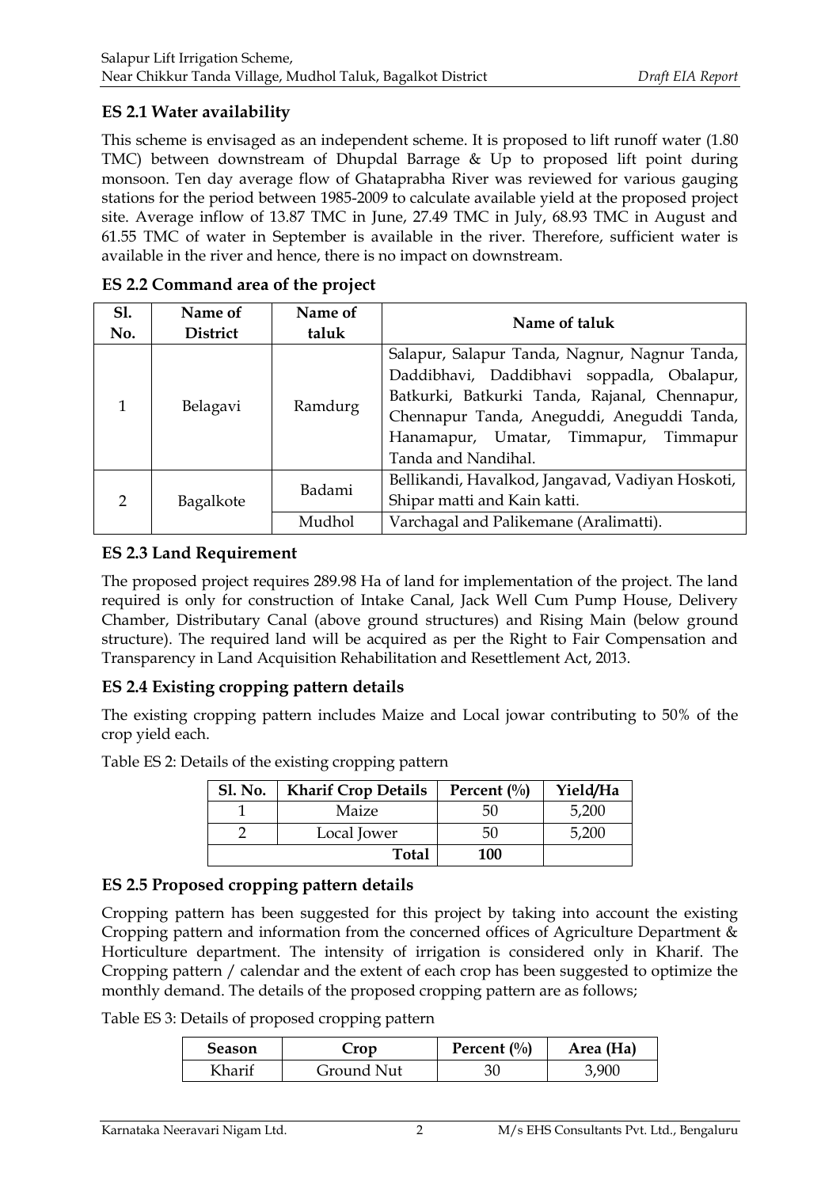### ES 2.1 Water availability

This scheme is envisaged as an independent scheme. It is proposed to lift runoff water (1.80 TMC) between downstream of Dhupdal Barrage & Up to proposed lift point during monsoon. Ten day average flow of Ghataprabha River was reviewed for various gauging stations for the period between 1985-2009 to calculate available yield at the proposed project site. Average inflow of 13.87 TMC in June, 27.49 TMC in July, 68.93 TMC in August and 61.55 TMC of water in September is available in the river. Therefore, sufficient water is available in the river and hence, there is no impact on downstream.

### ES 2.2 Command area of the project

| Sl. No. | Name of District | Name of taluk | Name of taluk |
|---|---|---|---|
| 1 | Belagavi | Ramdurg | Salapur, Salapur Tanda, Nagnur, Nagnur Tanda, Daddibhavi, Daddibhavi soppadla, Obalapur, Batkurki, Batkurki Tanda, Rajanal, Chennapur, Chennapur Tanda, Aneguddi, Aneguddi Tanda, Hanamapur, Umatar, Timmapur, Timmapur Tanda and Nandihal. |
| 2 | Bagalkote | Badami | Bellikandi, Havalkod, Jangavad, Vadiyan Hoskoti, Shipar matti and Kain katti. |
| | | Mudhol | Varchagal and Palikemane (Aralimatti). |

### ES 2.3 Land Requirement

The proposed project requires 289.98 Ha of land for implementation of the project. The land required is only for construction of Intake Canal, Jack Well Cum Pump House, Delivery Chamber, Distributary Canal (above ground structures) and Rising Main (below ground structure). The required land will be acquired as per the Right to Fair Compensation and Transparency in Land Acquisition Rehabilitation and Resettlement Act, 2013.

### ES 2.4 Existing cropping pattern details

The existing cropping pattern includes Maize and Local jowar contributing to 50% of the crop yield each.

Table ES 2: Details of the existing cropping pattern

| Sl. No. | Kharif Crop Details | Percent (%) | Yield/Ha |
|---|---|---|---|
| 1 | Maize | 50 | 5,200 |
| 2 | Local Jower | 50 | 5,200 |
| | **Total** | **100** | |

### ES 2.5 Proposed cropping pattern details

Cropping pattern has been suggested for this project by taking into account the existing Cropping pattern and information from the concerned offices of Agriculture Department & Horticulture department. The intensity of irrigation is considered only in Kharif. The Cropping pattern / calendar and the extent of each crop has been suggested to optimize the monthly demand. The details of the proposed cropping pattern are as follows;

Table ES 3: Details of proposed cropping pattern

| Season | Crop | Percent (%) | Area (Ha) |
|---|---|---|---|
| Kharif | Ground Nut | 30 | 3,900 |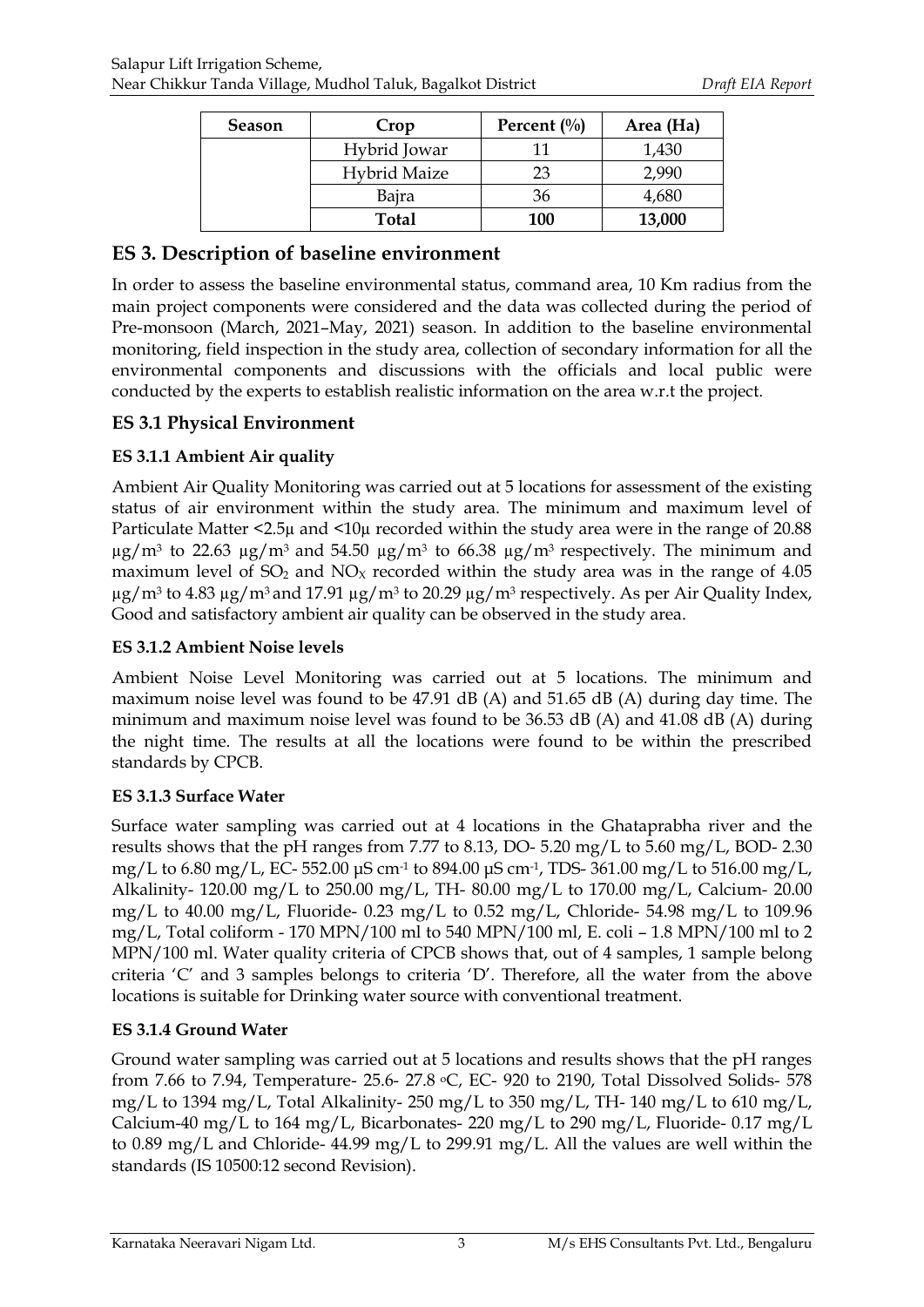| Season | Crop | Percent (%) | Area (Ha) |
|---|---|---|---|
| | Hybrid Jowar | 11 | 1,430 |
| | Hybrid Maize | 23 | 2,990 |
| | Bajra | 36 | 4,680 |
| | **Total** | **100** | **13,000** |

## ES 3. Description of baseline environment

In order to assess the baseline environmental status, command area, 10 Km radius from the main project components were considered and the data was collected during the period of Pre-monsoon (March, 2021–May, 2021) season. In addition to the baseline environmental monitoring, field inspection in the study area, collection of secondary information for all the environmental components and discussions with the officials and local public were conducted by the experts to establish realistic information on the area w.r.t the project.

### ES 3.1 Physical Environment

#### ES 3.1.1 Ambient Air quality

Ambient Air Quality Monitoring was carried out at 5 locations for assessment of the existing status of air environment within the study area. The minimum and maximum level of Particulate Matter <2.5μ and <10μ recorded within the study area were in the range of 20.88 $\mu g/m^3$ to 22.63 $\mu g/m^3$ and 54.50 $\mu g/m^3$ to 66.38 $\mu g/m^3$ respectively. The minimum and maximum level of $SO_2$ and $NO_X$ recorded within the study area was in the range of 4.05 $\mu g/m^3$ to 4.83 $\mu g/m^3$ and 17.91 $\mu g/m^3$ to 20.29 $\mu g/m^3$ respectively. As per Air Quality Index, Good and satisfactory ambient air quality can be observed in the study area.

#### ES 3.1.2 Ambient Noise levels

Ambient Noise Level Monitoring was carried out at 5 locations. The minimum and maximum noise level was found to be 47.91 dB (A) and 51.65 dB (A) during day time. The minimum and maximum noise level was found to be 36.53 dB (A) and 41.08 dB (A) during the night time. The results at all the locations were found to be within the prescribed standards by CPCB.

#### ES 3.1.3 Surface Water

Surface water sampling was carried out at 4 locations in the Ghataprabha river and the results shows that the pH ranges from 7.77 to 8.13, DO- 5.20 mg/L to 5.60 mg/L, BOD- 2.30 mg/L to 6.80 mg/L, EC- 552.00 $\mu S\ cm^{-1}$ to 894.00 $\mu S\ cm^{-1}$, TDS- 361.00 mg/L to 516.00 mg/L, Alkalinity- 120.00 mg/L to 250.00 mg/L, TH- 80.00 mg/L to 170.00 mg/L, Calcium- 20.00 mg/L to 40.00 mg/L, Fluoride- 0.23 mg/L to 0.52 mg/L, Chloride- 54.98 mg/L to 109.96 mg/L, Total coliform - 170 MPN/100 ml to 540 MPN/100 ml, E. coli – 1.8 MPN/100 ml to 2 MPN/100 ml. Water quality criteria of CPCB shows that, out of 4 samples, 1 sample belong criteria 'C' and 3 samples belongs to criteria 'D'. Therefore, all the water from the above locations is suitable for Drinking water source with conventional treatment.

#### ES 3.1.4 Ground Water

Ground water sampling was carried out at 5 locations and results shows that the pH ranges from 7.66 to 7.94, Temperature- 25.6- 27.8 °C, EC- 920 to 2190, Total Dissolved Solids- 578 mg/L to 1394 mg/L, Total Alkalinity- 250 mg/L to 350 mg/L, TH- 140 mg/L to 610 mg/L, Calcium-40 mg/L to 164 mg/L, Bicarbonates- 220 mg/L to 290 mg/L, Fluoride- 0.17 mg/L to 0.89 mg/L and Chloride- 44.99 mg/L to 299.91 mg/L. All the values are well within the standards (IS 10500:12 second Revision).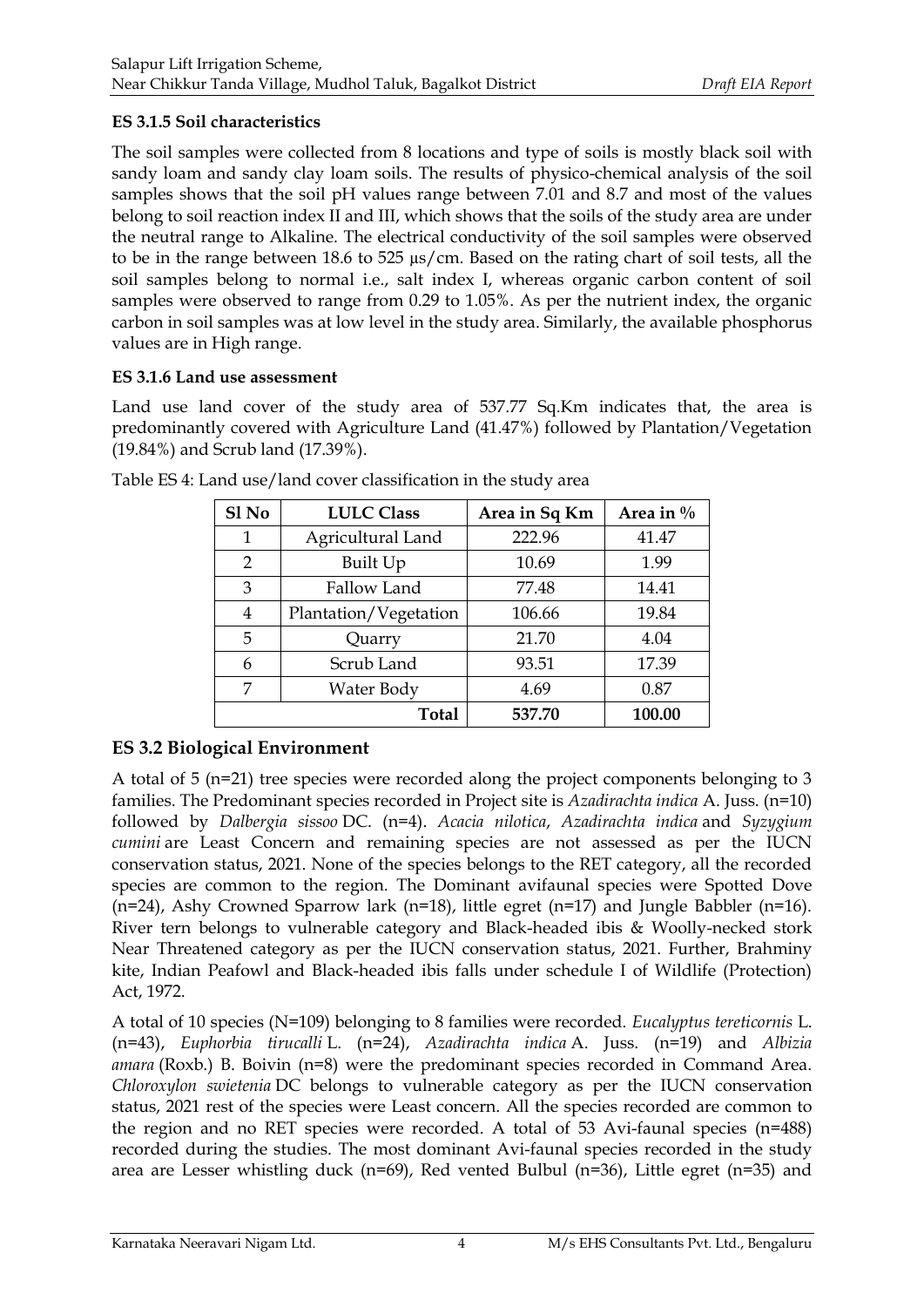### ES 3.1.5 Soil characteristics

The soil samples were collected from 8 locations and type of soils is mostly black soil with sandy loam and sandy clay loam soils. The results of physico-chemical analysis of the soil samples shows that the soil pH values range between 7.01 and 8.7 and most of the values belong to soil reaction index II and III, which shows that the soils of the study area are under the neutral range to Alkaline. The electrical conductivity of the soil samples were observed to be in the range between 18.6 to 525 µs/cm. Based on the rating chart of soil tests, all the soil samples belong to normal i.e., salt index I, whereas organic carbon content of soil samples were observed to range from 0.29 to 1.05%. As per the nutrient index, the organic carbon in soil samples was at low level in the study area. Similarly, the available phosphorus values are in High range.

### ES 3.1.6 Land use assessment

Land use land cover of the study area of 537.77 Sq.Km indicates that, the area is predominantly covered with Agriculture Land (41.47%) followed by Plantation/Vegetation (19.84%) and Scrub land (17.39%).

Table ES 4: Land use/land cover classification in the study area

| Sl No | LULC Class | Area in Sq Km | Area in % |
|---|---|---|---|
| 1 | Agricultural Land | 222.96 | 41.47 |
| 2 | Built Up | 10.69 | 1.99 |
| 3 | Fallow Land | 77.48 | 14.41 |
| 4 | Plantation/Vegetation | 106.66 | 19.84 |
| 5 | Quarry | 21.70 | 4.04 |
| 6 | Scrub Land | 93.51 | 17.39 |
| 7 | Water Body | 4.69 | 0.87 |
| | **Total** | **537.70** | **100.00** |

## ES 3.2 Biological Environment

A total of 5 (n=21) tree species were recorded along the project components belonging to 3 families. The Predominant species recorded in Project site is *Azadirachta indica* A. Juss. (n=10) followed by *Dalbergia sissoo* DC. (n=4). *Acacia nilotica*, *Azadirachta indica* and *Syzygium cumini* are Least Concern and remaining species are not assessed as per the IUCN conservation status, 2021. None of the species belongs to the RET category, all the recorded species are common to the region. The Dominant avifaunal species were Spotted Dove (n=24), Ashy Crowned Sparrow lark (n=18), little egret (n=17) and Jungle Babbler (n=16). River tern belongs to vulnerable category and Black-headed ibis & Woolly-necked stork Near Threatened category as per the IUCN conservation status, 2021. Further, Brahminy kite, Indian Peafowl and Black-headed ibis falls under schedule I of Wildlife (Protection) Act, 1972.

A total of 10 species (N=109) belonging to 8 families were recorded. *Eucalyptus tereticornis* L. (n=43), *Euphorbia tirucalli* L. (n=24), *Azadirachta indica* A. Juss. (n=19) and *Albizia amara* (Roxb.) B. Boivin (n=8) were the predominant species recorded in Command Area. *Chloroxylon swietenia* DC belongs to vulnerable category as per the IUCN conservation status, 2021 rest of the species were Least concern. All the species recorded are common to the region and no RET species were recorded. A total of 53 Avi-faunal species (n=488) recorded during the studies. The most dominant Avi-faunal species recorded in the study area are Lesser whistling duck (n=69), Red vented Bulbul (n=36), Little egret (n=35) and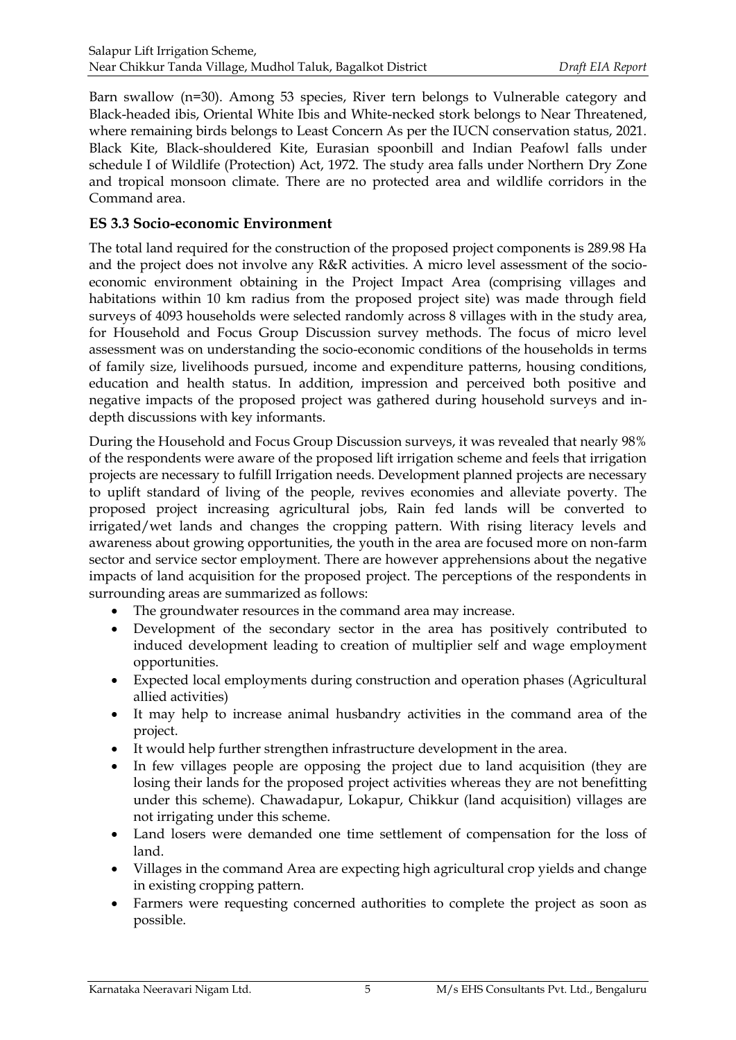Barn swallow (n=30). Among 53 species, River tern belongs to Vulnerable category and Black-headed ibis, Oriental White Ibis and White-necked stork belongs to Near Threatened, where remaining birds belongs to Least Concern As per the IUCN conservation status, 2021. Black Kite, Black-shouldered Kite, Eurasian spoonbill and Indian Peafowl falls under schedule I of Wildlife (Protection) Act, 1972. The study area falls under Northern Dry Zone and tropical monsoon climate. There are no protected area and wildlife corridors in the Command area.

### ES 3.3 Socio-economic Environment

The total land required for the construction of the proposed project components is 289.98 Ha and the project does not involve any R&R activities. A micro level assessment of the socio-economic environment obtaining in the Project Impact Area (comprising villages and habitations within 10 km radius from the proposed project site) was made through field surveys of 4093 households were selected randomly across 8 villages with in the study area, for Household and Focus Group Discussion survey methods. The focus of micro level assessment was on understanding the socio-economic conditions of the households in terms of family size, livelihoods pursued, income and expenditure patterns, housing conditions, education and health status. In addition, impression and perceived both positive and negative impacts of the proposed project was gathered during household surveys and in-depth discussions with key informants.

During the Household and Focus Group Discussion surveys, it was revealed that nearly 98% of the respondents were aware of the proposed lift irrigation scheme and feels that irrigation projects are necessary to fulfill Irrigation needs. Development planned projects are necessary to uplift standard of living of the people, revives economies and alleviate poverty. The proposed project increasing agricultural jobs, Rain fed lands will be converted to irrigated/wet lands and changes the cropping pattern. With rising literacy levels and awareness about growing opportunities, the youth in the area are focused more on non-farm sector and service sector employment. There are however apprehensions about the negative impacts of land acquisition for the proposed project. The perceptions of the respondents in surrounding areas are summarized as follows:

- The groundwater resources in the command area may increase.
- Development of the secondary sector in the area has positively contributed to induced development leading to creation of multiplier self and wage employment opportunities.
- Expected local employments during construction and operation phases (Agricultural allied activities)
- It may help to increase animal husbandry activities in the command area of the project.
- It would help further strengthen infrastructure development in the area.
- In few villages people are opposing the project due to land acquisition (they are losing their lands for the proposed project activities whereas they are not benefitting under this scheme). Chawadapur, Lokapur, Chikkur (land acquisition) villages are not irrigating under this scheme.
- Land losers were demanded one time settlement of compensation for the loss of land.
- Villages in the command Area are expecting high agricultural crop yields and change in existing cropping pattern.
- Farmers were requesting concerned authorities to complete the project as soon as possible.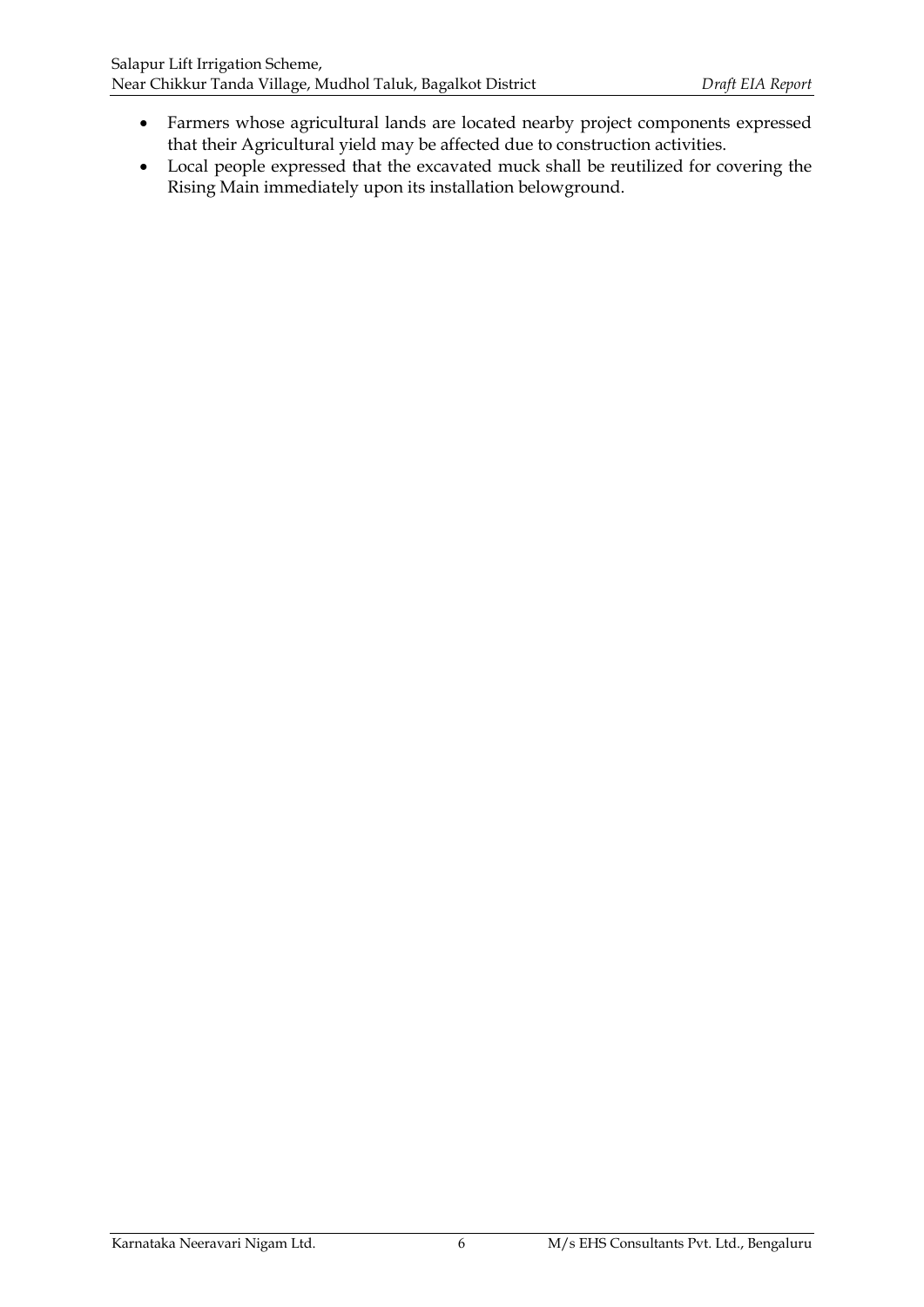- Farmers whose agricultural lands are located nearby project components expressed that their Agricultural yield may be affected due to construction activities.
- Local people expressed that the excavated muck shall be reutilized for covering the Rising Main immediately upon its installation belowground.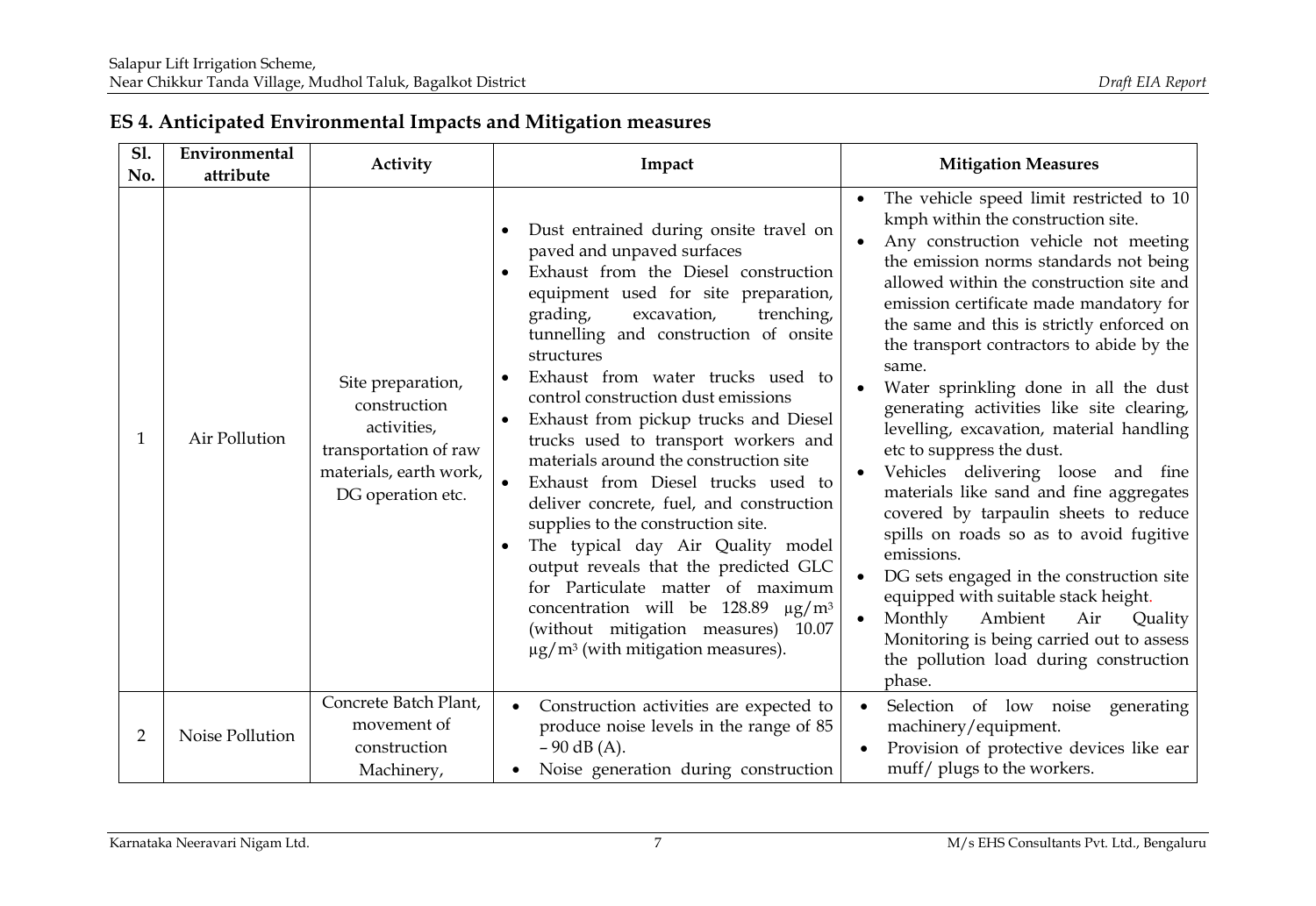## ES 4. Anticipated Environmental Impacts and Mitigation measures

| Sl. No. | Environmental attribute | Activity | Impact | Mitigation Measures |
|---|---|---|---|---|
| 1 | Air Pollution | Site preparation, construction activities, transportation of raw materials, earth work, DG operation etc. | • Dust entrained during onsite travel on paved and unpaved surfaces<br>• Exhaust from the Diesel construction equipment used for site preparation, grading, excavation, trenching, tunnelling and construction of onsite structures<br>• Exhaust from water trucks used to control construction dust emissions<br>• Exhaust from pickup trucks and Diesel trucks used to transport workers and materials around the construction site<br>• Exhaust from Diesel trucks used to deliver concrete, fuel, and construction supplies to the construction site.<br>• The typical day Air Quality model output reveals that the predicted GLC for Particulate matter of maximum concentration will be 128.89 $\mu g/m^3$ (without mitigation measures) 10.07 $\mu g/m^3$ (with mitigation measures). | • The vehicle speed limit restricted to 10 kmph within the construction site.<br>• Any construction vehicle not meeting the emission norms standards not being allowed within the construction site and emission certificate made mandatory for the same and this is strictly enforced on the transport contractors to abide by the same.<br>• Water sprinkling done in all the dust generating activities like site clearing, levelling, excavation, material handling etc to suppress the dust.<br>• Vehicles delivering loose and fine materials like sand and fine aggregates covered by tarpaulin sheets to reduce spills on roads so as to avoid fugitive emissions.<br>• DG sets engaged in the construction site equipped with suitable stack height.<br>• Monthly Ambient Air Quality Monitoring is being carried out to assess the pollution load during construction phase. |
| 2 | Noise Pollution | Concrete Batch Plant, movement of construction Machinery, | • Construction activities are expected to produce noise levels in the range of 85 – 90 dB (A).<br>• Noise generation during construction | • Selection of low noise generating machinery/equipment.<br>• Provision of protective devices like ear muff/ plugs to the workers. |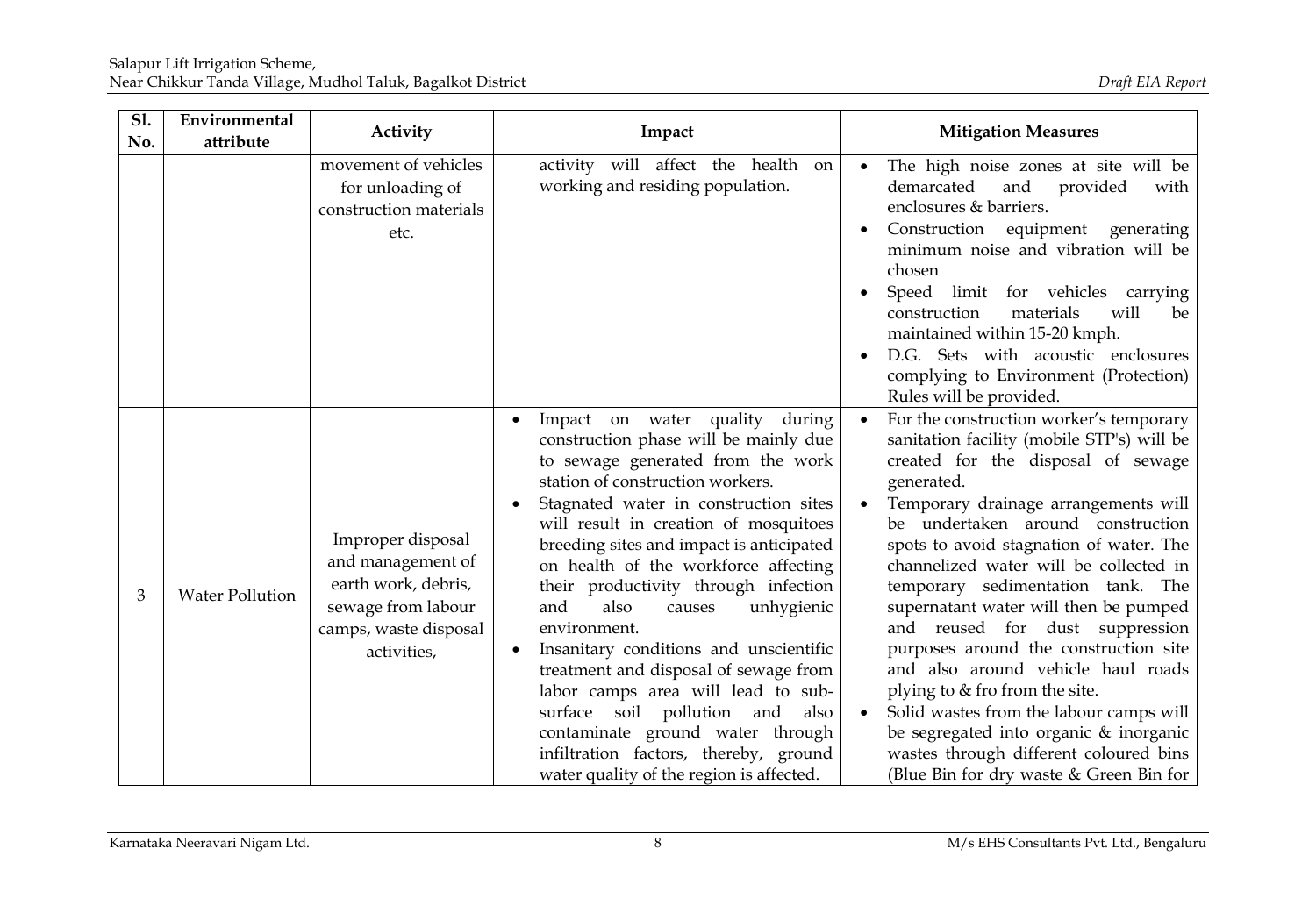| Sl. No. | Environmental attribute | Activity | Impact | Mitigation Measures |
|---|---|---|---|---|
| | | movement of vehicles for unloading of construction materials etc. | activity will affect the health on working and residing population. | • The high noise zones at site will be demarcated and provided with enclosures & barriers.<br>• Construction equipment generating minimum noise and vibration will be chosen<br>• Speed limit for vehicles carrying construction materials will be maintained within 15-20 kmph.<br>• D.G. Sets with acoustic enclosures complying to Environment (Protection) Rules will be provided. |
| 3 | Water Pollution | Improper disposal and management of earth work, debris, sewage from labour camps, waste disposal activities, | • Impact on water quality during construction phase will be mainly due to sewage generated from the work station of construction workers.<br>• Stagnated water in construction sites will result in creation of mosquitoes breeding sites and impact is anticipated on health of the workforce affecting their productivity through infection and also causes unhygienic environment.<br>• Insanitary conditions and unscientific treatment and disposal of sewage from labor camps area will lead to sub-surface soil pollution and also contaminate ground water through infiltration factors, thereby, ground water quality of the region is affected. | • For the construction worker's temporary sanitation facility (mobile STP's) will be created for the disposal of sewage generated.<br>• Temporary drainage arrangements will be undertaken around construction spots to avoid stagnation of water. The channelized water will be collected in temporary sedimentation tank. The supernatant water will then be pumped and reused for dust suppression purposes around the construction site and also around vehicle haul roads plying to & fro from the site.<br>• Solid wastes from the labour camps will be segregated into organic & inorganic wastes through different coloured bins (Blue Bin for dry waste & Green Bin for |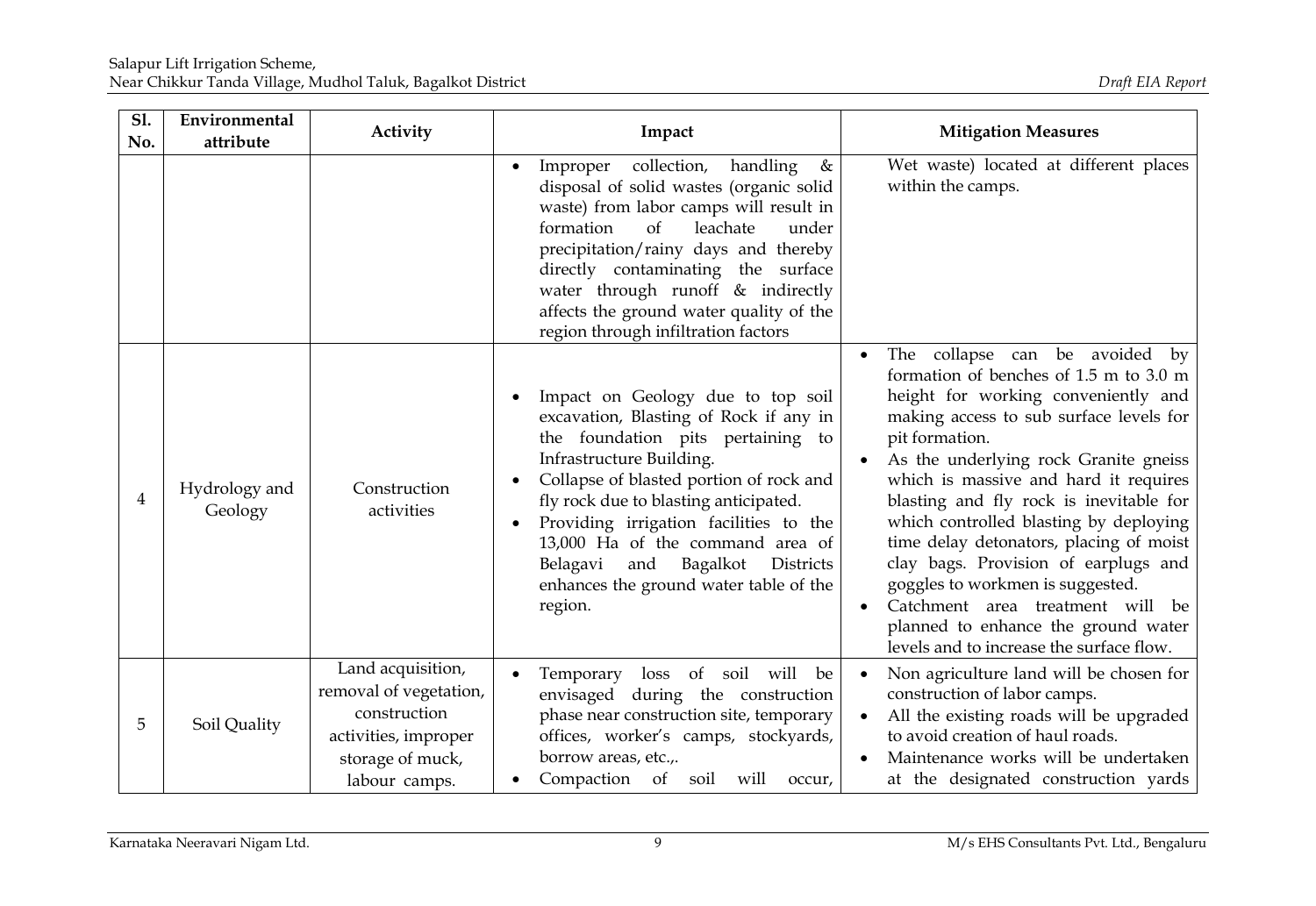| Sl. No. | Environmental attribute | Activity | Impact | Mitigation Measures |
|---|---|---|---|---|
| | | | • Improper collection, handling & disposal of solid wastes (organic solid waste) from labor camps will result in formation of leachate under precipitation/rainy days and thereby directly contaminating the surface water through runoff & indirectly affects the ground water quality of the region through infiltration factors | Wet waste) located at different places within the camps. |
| 4 | Hydrology and Geology | Construction activities | • Impact on Geology due to top soil excavation, Blasting of Rock if any in the foundation pits pertaining to Infrastructure Building.<br>• Collapse of blasted portion of rock and fly rock due to blasting anticipated.<br>• Providing irrigation facilities to the 13,000 Ha of the command area of Belagavi and Bagalkot Districts enhances the ground water table of the region. | • The collapse can be avoided by formation of benches of 1.5 m to 3.0 m height for working conveniently and making access to sub surface levels for pit formation.<br>• As the underlying rock Granite gneiss which is massive and hard it requires blasting and fly rock is inevitable for which controlled blasting by deploying time delay detonators, placing of moist clay bags. Provision of earplugs and goggles to workmen is suggested.<br>• Catchment area treatment will be planned to enhance the ground water levels and to increase the surface flow. |
| 5 | Soil Quality | Land acquisition, removal of vegetation, construction activities, improper storage of muck, labour camps. | • Temporary loss of soil will be envisaged during the construction phase near construction site, temporary offices, worker's camps, stockyards, borrow areas, etc.,.<br>• Compaction of soil will occur, | • Non agriculture land will be chosen for construction of labor camps.<br>• All the existing roads will be upgraded to avoid creation of haul roads.<br>• Maintenance works will be undertaken at the designated construction yards |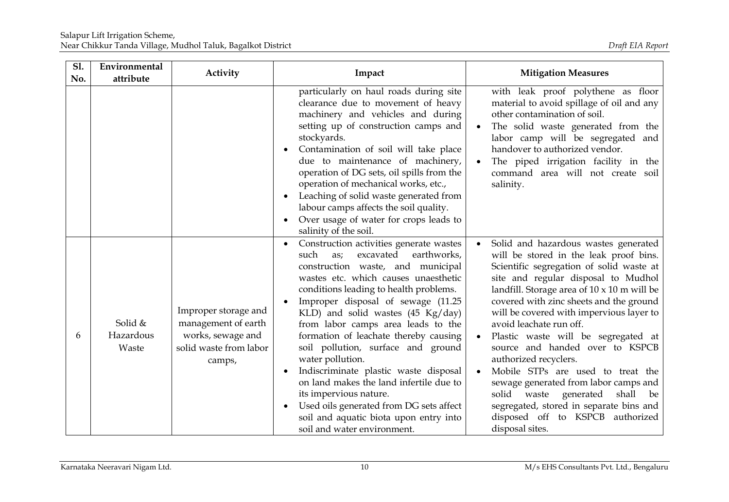| Sl. No. | Environmental attribute | Activity | Impact | Mitigation Measures |
|---|---|---|---|---|
| | | | particularly on haul roads during site clearance due to movement of heavy machinery and vehicles and during setting up of construction camps and stockyards.<br>• Contamination of soil will take place due to maintenance of machinery, operation of DG sets, oil spills from the operation of mechanical works, etc.,<br>• Leaching of solid waste generated from labour camps affects the soil quality.<br>• Over usage of water for crops leads to salinity of the soil. | with leak proof polythene as floor material to avoid spillage of oil and any other contamination of soil.<br>• The solid waste generated from the labor camp will be segregated and handover to authorized vendor.<br>• The piped irrigation facility in the command area will not create soil salinity. |
| 6 | Solid & Hazardous Waste | Improper storage and management of earth works, sewage and solid waste from labor camps, | • Construction activities generate wastes such as; excavated earthworks, construction waste, and municipal wastes etc. which causes unaesthetic conditions leading to health problems.<br>• Improper disposal of sewage (11.25 KLD) and solid wastes (45 Kg/day) from labor camps area leads to the formation of leachate thereby causing soil pollution, surface and ground water pollution.<br>• Indiscriminate plastic waste disposal on land makes the land infertile due to its impervious nature.<br>• Used oils generated from DG sets affect soil and aquatic biota upon entry into soil and water environment. | • Solid and hazardous wastes generated will be stored in the leak proof bins. Scientific segregation of solid waste at site and regular disposal to Mudhol landfill. Storage area of 10 x 10 m will be covered with zinc sheets and the ground will be covered with impervious layer to avoid leachate run off.<br>• Plastic waste will be segregated at source and handed over to KSPCB authorized recyclers.<br>• Mobile STPs are used to treat the sewage generated from labor camps and solid waste generated shall be segregated, stored in separate bins and disposed off to KSPCB authorized disposal sites. |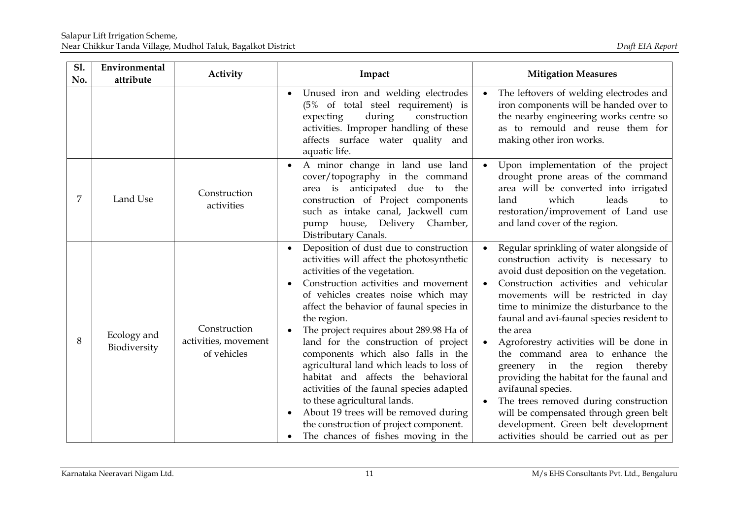| Sl. No. | Environmental attribute | Activity | Impact | Mitigation Measures |
|---|---|---|---|---|
| | | | • Unused iron and welding electrodes (5% of total steel requirement) is expecting during construction activities. Improper handling of these affects surface water quality and aquatic life. | • The leftovers of welding electrodes and iron components will be handed over to the nearby engineering works centre so as to remould and reuse them for making other iron works. |
| 7 | Land Use | Construction activities | • A minor change in land use land cover/topography in the command area is anticipated due to the construction of Project components such as intake canal, Jackwell cum pump house, Delivery Chamber, Distributary Canals. | • Upon implementation of the project drought prone areas of the command area will be converted into irrigated land which leads to restoration/improvement of Land use and land cover of the region. |
| 8 | Ecology and Biodiversity | Construction activities, movement of vehicles | • Deposition of dust due to construction activities will affect the photosynthetic activities of the vegetation.<br>• Construction activities and movement of vehicles creates noise which may affect the behavior of faunal species in the region.<br>• The project requires about 289.98 Ha of land for the construction of project components which also falls in the agricultural land which leads to loss of habitat and affects the behavioral activities of the faunal species adapted to these agricultural lands.<br>• About 19 trees will be removed during the construction of project component.<br>• The chances of fishes moving in the | • Regular sprinkling of water alongside of construction activity is necessary to avoid dust deposition on the vegetation.<br>• Construction activities and vehicular movements will be restricted in day time to minimize the disturbance to the faunal and avi-faunal species resident to the area<br>• Agroforestry activities will be done in the command area to enhance the greenery in the region thereby providing the habitat for the faunal and avifaunal species.<br>• The trees removed during construction will be compensated through green belt development. Green belt development activities should be carried out as per |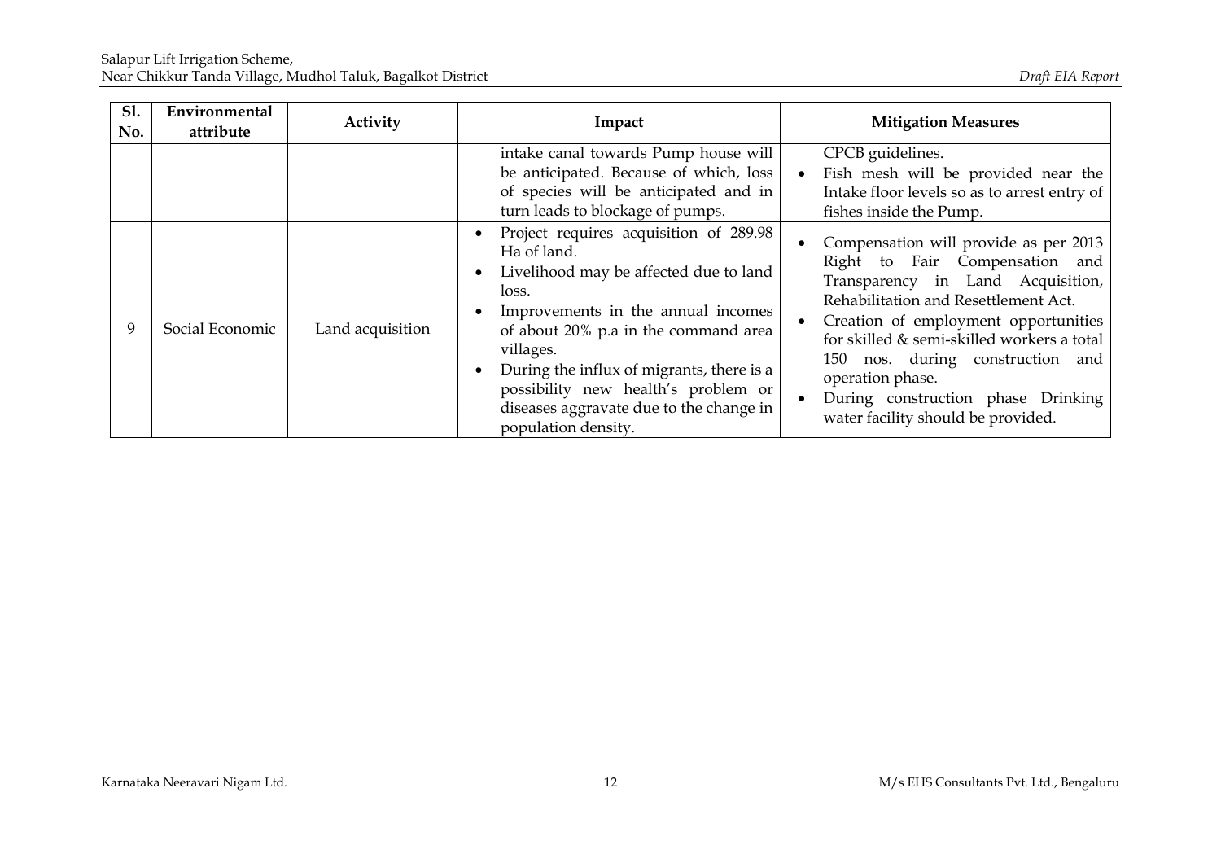| Sl. No. | Environmental attribute | Activity | Impact | Mitigation Measures |
|---|---|---|---|---|
| | | | intake canal towards Pump house will be anticipated. Because of which, loss of species will be anticipated and in turn leads to blockage of pumps. | CPCB guidelines. <br> • Fish mesh will be provided near the Intake floor levels so as to arrest entry of fishes inside the Pump. |
| 9 | Social Economic | Land acquisition | • Project requires acquisition of 289.98 Ha of land. <br> • Livelihood may be affected due to land loss. <br> • Improvements in the annual incomes of about 20% p.a in the command area villages. <br> • During the influx of migrants, there is a possibility new health's problem or diseases aggravate due to the change in population density. | • Compensation will provide as per 2013 Right to Fair Compensation and Transparency in Land Acquisition, Rehabilitation and Resettlement Act. <br> • Creation of employment opportunities for skilled & semi-skilled workers a total 150 nos. during construction and operation phase. <br> • During construction phase Drinking water facility should be provided. |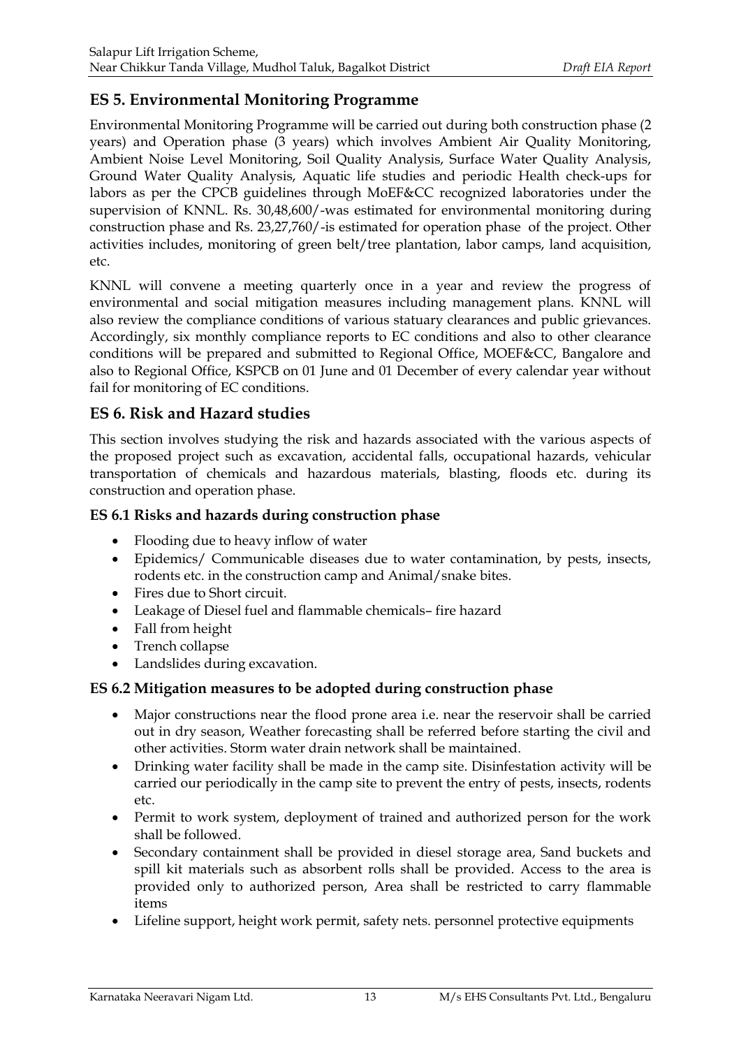## ES 5. Environmental Monitoring Programme

Environmental Monitoring Programme will be carried out during both construction phase (2 years) and Operation phase (3 years) which involves Ambient Air Quality Monitoring, Ambient Noise Level Monitoring, Soil Quality Analysis, Surface Water Quality Analysis, Ground Water Quality Analysis, Aquatic life studies and periodic Health check-ups for labors as per the CPCB guidelines through MoEF&CC recognized laboratories under the supervision of KNNL. Rs. 30,48,600/-was estimated for environmental monitoring during construction phase and Rs. 23,27,760/-is estimated for operation phase of the project. Other activities includes, monitoring of green belt/tree plantation, labor camps, land acquisition, etc.

KNNL will convene a meeting quarterly once in a year and review the progress of environmental and social mitigation measures including management plans. KNNL will also review the compliance conditions of various statuary clearances and public grievances. Accordingly, six monthly compliance reports to EC conditions and also to other clearance conditions will be prepared and submitted to Regional Office, MOEF&CC, Bangalore and also to Regional Office, KSPCB on 01 June and 01 December of every calendar year without fail for monitoring of EC conditions.

## ES 6. Risk and Hazard studies

This section involves studying the risk and hazards associated with the various aspects of the proposed project such as excavation, accidental falls, occupational hazards, vehicular transportation of chemicals and hazardous materials, blasting, floods etc. during its construction and operation phase.

### ES 6.1 Risks and hazards during construction phase

- Flooding due to heavy inflow of water
- Epidemics/ Communicable diseases due to water contamination, by pests, insects, rodents etc. in the construction camp and Animal/snake bites.
- Fires due to Short circuit.
- Leakage of Diesel fuel and flammable chemicals– fire hazard
- Fall from height
- Trench collapse
- Landslides during excavation.

### ES 6.2 Mitigation measures to be adopted during construction phase

- Major constructions near the flood prone area i.e. near the reservoir shall be carried out in dry season, Weather forecasting shall be referred before starting the civil and other activities. Storm water drain network shall be maintained.
- Drinking water facility shall be made in the camp site. Disinfestation activity will be carried our periodically in the camp site to prevent the entry of pests, insects, rodents etc.
- Permit to work system, deployment of trained and authorized person for the work shall be followed.
- Secondary containment shall be provided in diesel storage area, Sand buckets and spill kit materials such as absorbent rolls shall be provided. Access to the area is provided only to authorized person, Area shall be restricted to carry flammable items
- Lifeline support, height work permit, safety nets. personnel protective equipments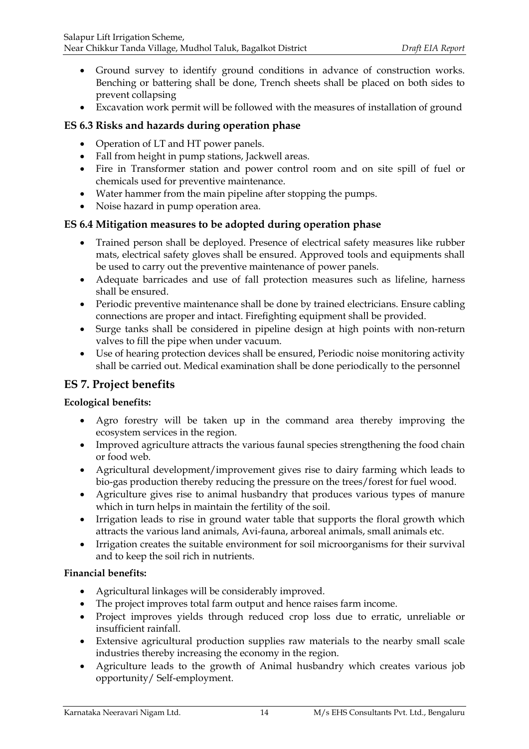- Ground survey to identify ground conditions in advance of construction works. Benching or battering shall be done, Trench sheets shall be placed on both sides to prevent collapsing
- Excavation work permit will be followed with the measures of installation of ground

### ES 6.3 Risks and hazards during operation phase

- Operation of LT and HT power panels.
- Fall from height in pump stations, Jackwell areas.
- Fire in Transformer station and power control room and on site spill of fuel or chemicals used for preventive maintenance.
- Water hammer from the main pipeline after stopping the pumps.
- Noise hazard in pump operation area.

### ES 6.4 Mitigation measures to be adopted during operation phase

- Trained person shall be deployed. Presence of electrical safety measures like rubber mats, electrical safety gloves shall be ensured. Approved tools and equipments shall be used to carry out the preventive maintenance of power panels.
- Adequate barricades and use of fall protection measures such as lifeline, harness shall be ensured.
- Periodic preventive maintenance shall be done by trained electricians. Ensure cabling connections are proper and intact. Firefighting equipment shall be provided.
- Surge tanks shall be considered in pipeline design at high points with non-return valves to fill the pipe when under vacuum.
- Use of hearing protection devices shall be ensured, Periodic noise monitoring activity shall be carried out. Medical examination shall be done periodically to the personnel

## ES 7. Project benefits

**Ecological benefits:**

- Agro forestry will be taken up in the command area thereby improving the ecosystem services in the region.
- Improved agriculture attracts the various faunal species strengthening the food chain or food web.
- Agricultural development/improvement gives rise to dairy farming which leads to bio-gas production thereby reducing the pressure on the trees/forest for fuel wood.
- Agriculture gives rise to animal husbandry that produces various types of manure which in turn helps in maintain the fertility of the soil.
- Irrigation leads to rise in ground water table that supports the floral growth which attracts the various land animals, Avi-fauna, arboreal animals, small animals etc.
- Irrigation creates the suitable environment for soil microorganisms for their survival and to keep the soil rich in nutrients.

**Financial benefits:**

- Agricultural linkages will be considerably improved.
- The project improves total farm output and hence raises farm income.
- Project improves yields through reduced crop loss due to erratic, unreliable or insufficient rainfall.
- Extensive agricultural production supplies raw materials to the nearby small scale industries thereby increasing the economy in the region.
- Agriculture leads to the growth of Animal husbandry which creates various job opportunity/ Self-employment.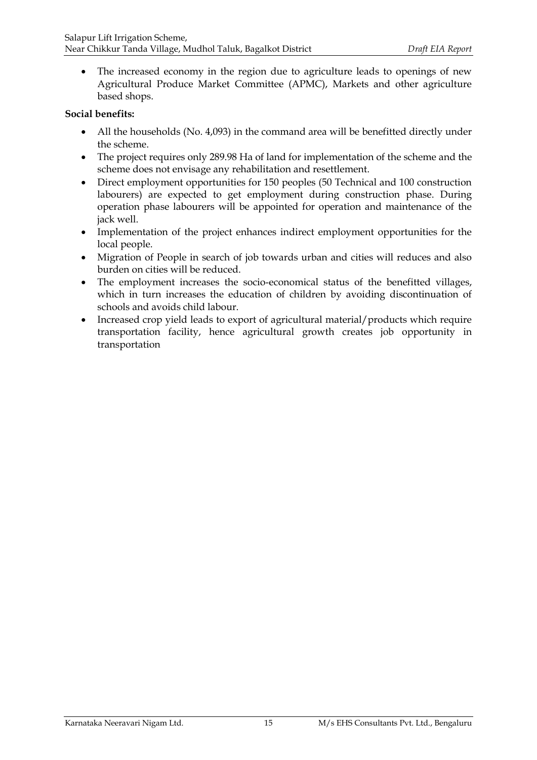- The increased economy in the region due to agriculture leads to openings of new Agricultural Produce Market Committee (APMC), Markets and other agriculture based shops.

**Social benefits:**

- All the households (No. 4,093) in the command area will be benefitted directly under the scheme.
- The project requires only 289.98 Ha of land for implementation of the scheme and the scheme does not envisage any rehabilitation and resettlement.
- Direct employment opportunities for 150 peoples (50 Technical and 100 construction labourers) are expected to get employment during construction phase. During operation phase labourers will be appointed for operation and maintenance of the jack well.
- Implementation of the project enhances indirect employment opportunities for the local people.
- Migration of People in search of job towards urban and cities will reduces and also burden on cities will be reduced.
- The employment increases the socio-economical status of the benefitted villages, which in turn increases the education of children by avoiding discontinuation of schools and avoids child labour.
- Increased crop yield leads to export of agricultural material/products which require transportation facility, hence agricultural growth creates job opportunity in transportation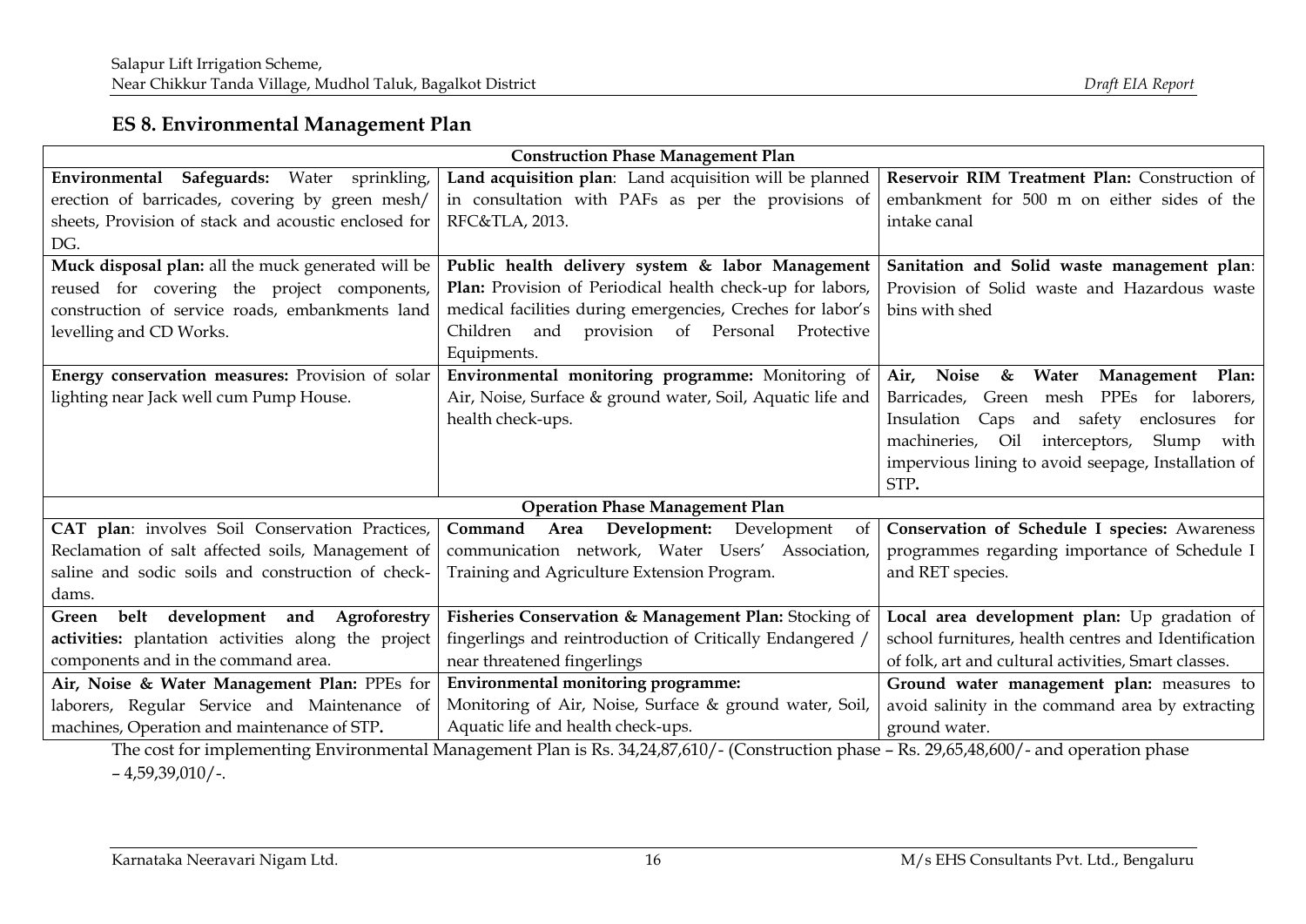## ES 8. Environmental Management Plan

| | | |
|---|---|---|
| **Construction Phase Management Plan** | | |
| **Environmental Safeguards:** Water sprinkling, erection of barricades, covering by green mesh/ sheets, Provision of stack and acoustic enclosed for DG. | **Land acquisition plan**: Land acquisition will be planned in consultation with PAFs as per the provisions of RFC&TLA, 2013. | **Reservoir RIM Treatment Plan:** Construction of embankment for 500 m on either sides of the intake canal |
| **Muck disposal plan:** all the muck generated will be reused for covering the project components, construction of service roads, embankments land levelling and CD Works. | **Public health delivery system & labor Management Plan:** Provision of Periodical health check-up for labors, medical facilities during emergencies, Creches for labor's Children and provision of Personal Protective Equipments. | **Sanitation and Solid waste management plan**: Provision of Solid waste and Hazardous waste bins with shed |
| **Energy conservation measures:** Provision of solar lighting near Jack well cum Pump House. | **Environmental monitoring programme:** Monitoring of Air, Noise, Surface & ground water, Soil, Aquatic life and health check-ups. | **Air, Noise & Water Management Plan:** Barricades, Green mesh PPEs for laborers, Insulation Caps and safety enclosures for machineries, Oil interceptors, Slump with impervious lining to avoid seepage, Installation of STP**.** |
| **Operation Phase Management Plan** | | |
| **CAT plan**: involves Soil Conservation Practices, Reclamation of salt affected soils, Management of saline and sodic soils and construction of check-dams. | **Command Area Development:** Development of communication network, Water Users' Association, Training and Agriculture Extension Program. | **Conservation of Schedule I species:** Awareness programmes regarding importance of Schedule I and RET species. |
| **Green belt development and Agroforestry activities:** plantation activities along the project components and in the command area. | **Fisheries Conservation & Management Plan:** Stocking of fingerlings and reintroduction of Critically Endangered / near threatened fingerlings | **Local area development plan:** Up gradation of school furnitures, health centres and Identification of folk, art and cultural activities, Smart classes. |
| **Air, Noise & Water Management Plan:** PPEs for laborers, Regular Service and Maintenance of machines, Operation and maintenance of STP**.** | **Environmental monitoring programme:** Monitoring of Air, Noise, Surface & ground water, Soil, Aquatic life and health check-ups. | **Ground water management plan:** measures to avoid salinity in the command area by extracting ground water. |

The cost for implementing Environmental Management Plan is Rs. 34,24,87,610/- (Construction phase – Rs. 29,65,48,600/- and operation phase – 4,59,39,010/-.